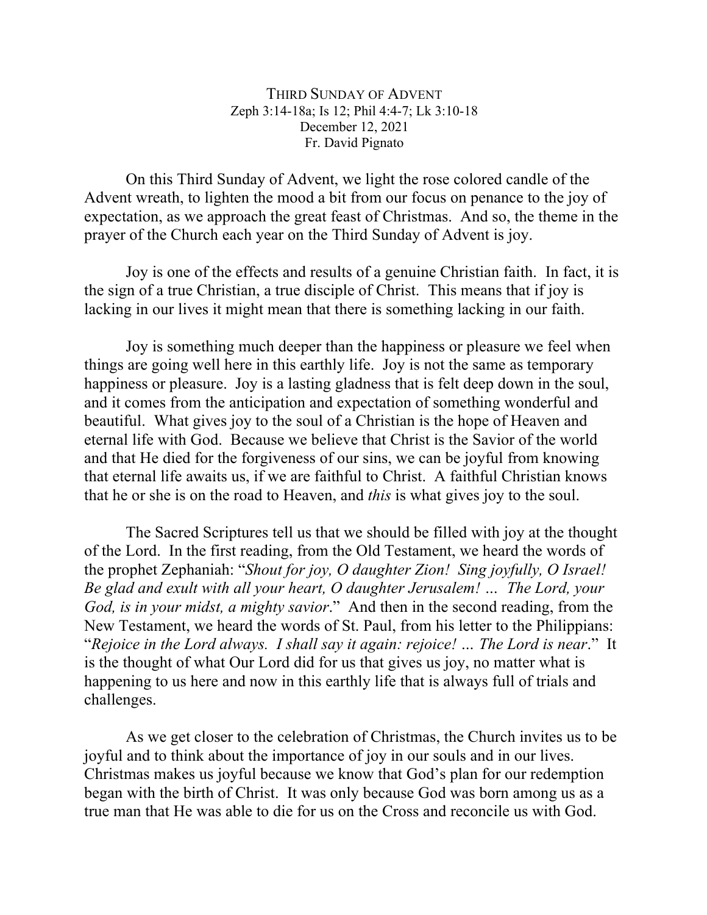# THIRD SUNDAY OF ADVENT

Zeph 3:14-18a; Is 12; Phil 4:4-7; Lk 3:10-18
December 12, 2021
Fr. David Pignato

On this Third Sunday of Advent, we light the rose colored candle of the Advent wreath, to lighten the mood a bit from our focus on penance to the joy of expectation, as we approach the great feast of Christmas. And so, the theme in the prayer of the Church each year on the Third Sunday of Advent is joy.

Joy is one of the effects and results of a genuine Christian faith. In fact, it is the sign of a true Christian, a true disciple of Christ. This means that if joy is lacking in our lives it might mean that there is something lacking in our faith.

Joy is something much deeper than the happiness or pleasure we feel when things are going well here in this earthly life. Joy is not the same as temporary happiness or pleasure. Joy is a lasting gladness that is felt deep down in the soul, and it comes from the anticipation and expectation of something wonderful and beautiful. What gives joy to the soul of a Christian is the hope of Heaven and eternal life with God. Because we believe that Christ is the Savior of the world and that He died for the forgiveness of our sins, we can be joyful from knowing that eternal life awaits us, if we are faithful to Christ. A faithful Christian knows that he or she is on the road to Heaven, and *this* is what gives joy to the soul.

The Sacred Scriptures tell us that we should be filled with joy at the thought of the Lord. In the first reading, from the Old Testament, we heard the words of the prophet Zephaniah: "*Shout for joy, O daughter Zion! Sing joyfully, O Israel! Be glad and exult with all your heart, O daughter Jerusalem! … The Lord, your God, is in your midst, a mighty savior*." And then in the second reading, from the New Testament, we heard the words of St. Paul, from his letter to the Philippians: "*Rejoice in the Lord always. I shall say it again: rejoice! … The Lord is near*." It is the thought of what Our Lord did for us that gives us joy, no matter what is happening to us here and now in this earthly life that is always full of trials and challenges.

As we get closer to the celebration of Christmas, the Church invites us to be joyful and to think about the importance of joy in our souls and in our lives. Christmas makes us joyful because we know that God's plan for our redemption began with the birth of Christ. It was only because God was born among us as a true man that He was able to die for us on the Cross and reconcile us with God.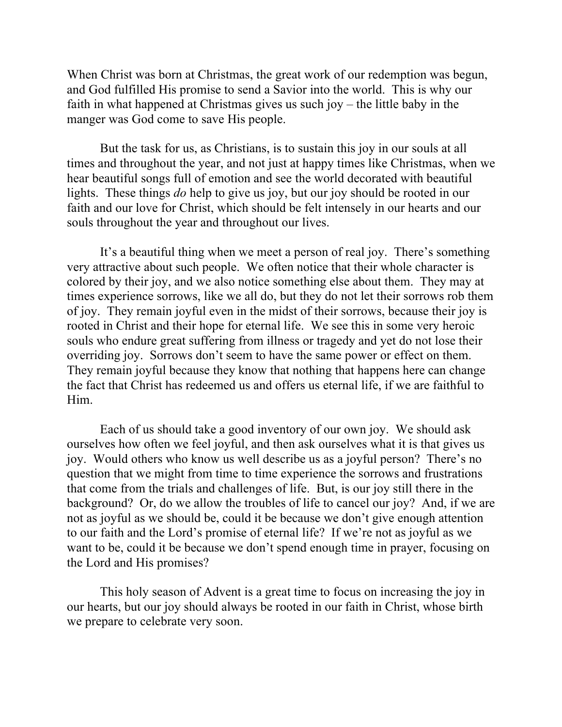When Christ was born at Christmas, the great work of our redemption was begun, and God fulfilled His promise to send a Savior into the world. This is why our faith in what happened at Christmas gives us such joy – the little baby in the manger was God come to save His people.

But the task for us, as Christians, is to sustain this joy in our souls at all times and throughout the year, and not just at happy times like Christmas, when we hear beautiful songs full of emotion and see the world decorated with beautiful lights. These things *do* help to give us joy, but our joy should be rooted in our faith and our love for Christ, which should be felt intensely in our hearts and our souls throughout the year and throughout our lives.

It's a beautiful thing when we meet a person of real joy. There's something very attractive about such people. We often notice that their whole character is colored by their joy, and we also notice something else about them. They may at times experience sorrows, like we all do, but they do not let their sorrows rob them of joy. They remain joyful even in the midst of their sorrows, because their joy is rooted in Christ and their hope for eternal life. We see this in some very heroic souls who endure great suffering from illness or tragedy and yet do not lose their overriding joy. Sorrows don't seem to have the same power or effect on them. They remain joyful because they know that nothing that happens here can change the fact that Christ has redeemed us and offers us eternal life, if we are faithful to Him.

Each of us should take a good inventory of our own joy. We should ask ourselves how often we feel joyful, and then ask ourselves what it is that gives us joy. Would others who know us well describe us as a joyful person? There's no question that we might from time to time experience the sorrows and frustrations that come from the trials and challenges of life. But, is our joy still there in the background? Or, do we allow the troubles of life to cancel our joy? And, if we are not as joyful as we should be, could it be because we don't give enough attention to our faith and the Lord's promise of eternal life? If we're not as joyful as we want to be, could it be because we don't spend enough time in prayer, focusing on the Lord and His promises?

This holy season of Advent is a great time to focus on increasing the joy in our hearts, but our joy should always be rooted in our faith in Christ, whose birth we prepare to celebrate very soon.